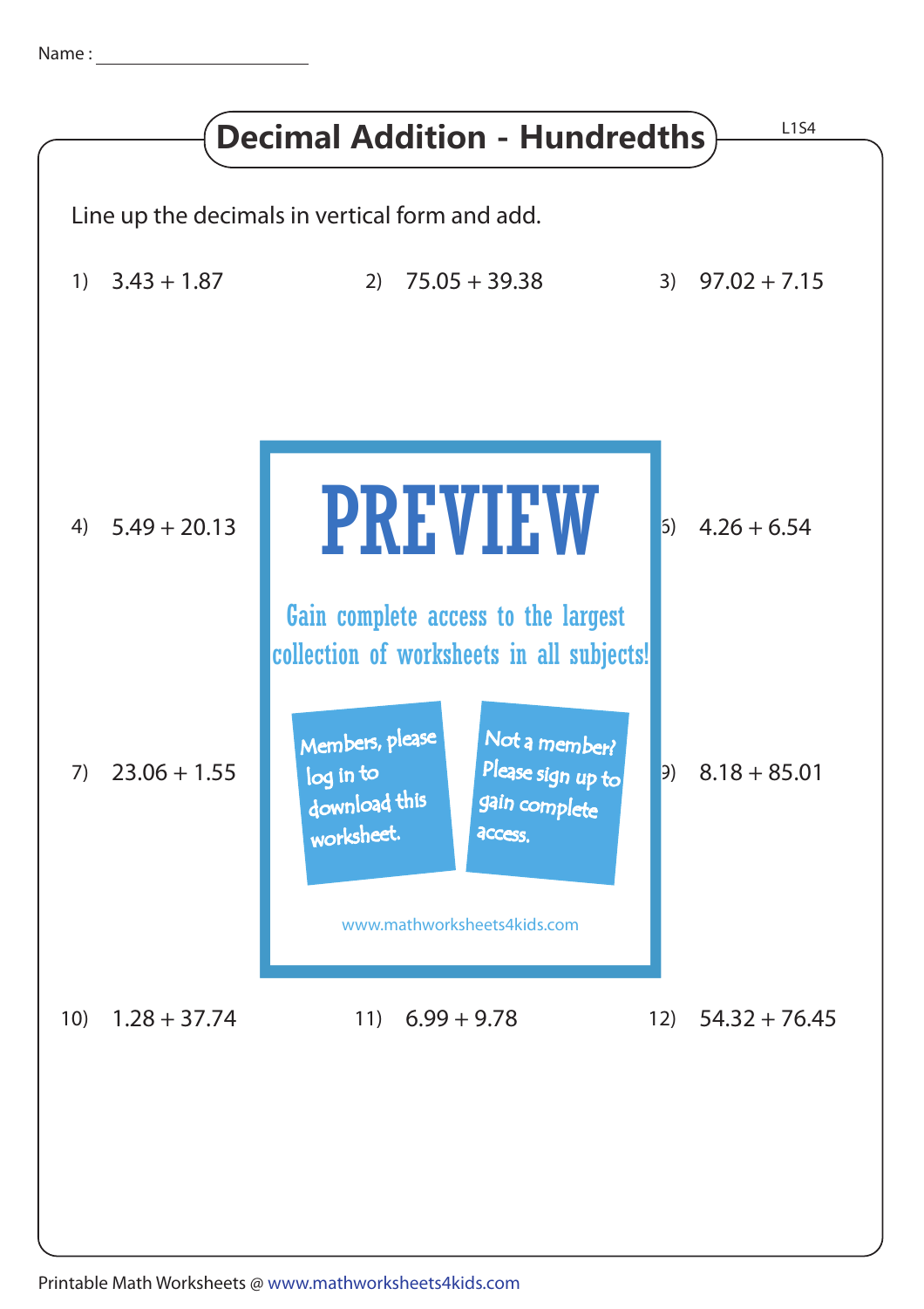Name : ______________________

# Decimal Addition - Hundredths

L1S4

Line up the decimals in vertical form and add.

1) 3.43 + 1.87

2) 75.05 + 39.38

3) 97.02 + 7.15

4) 5.49 + 20.13

6) 4.26 + 6.54

PREVIEW

Gain complete access to the largest collection of worksheets in all subjects!

Members, please log in to download this worksheet.

Not a member? Please sign up to gain complete access.

www.mathworksheets4kids.com

7) 23.06 + 1.55

9) 8.18 + 85.01

10) 1.28 + 37.74

11) 6.99 + 9.78

12) 54.32 + 76.45

Printable Math Worksheets @ www.mathworksheets4kids.com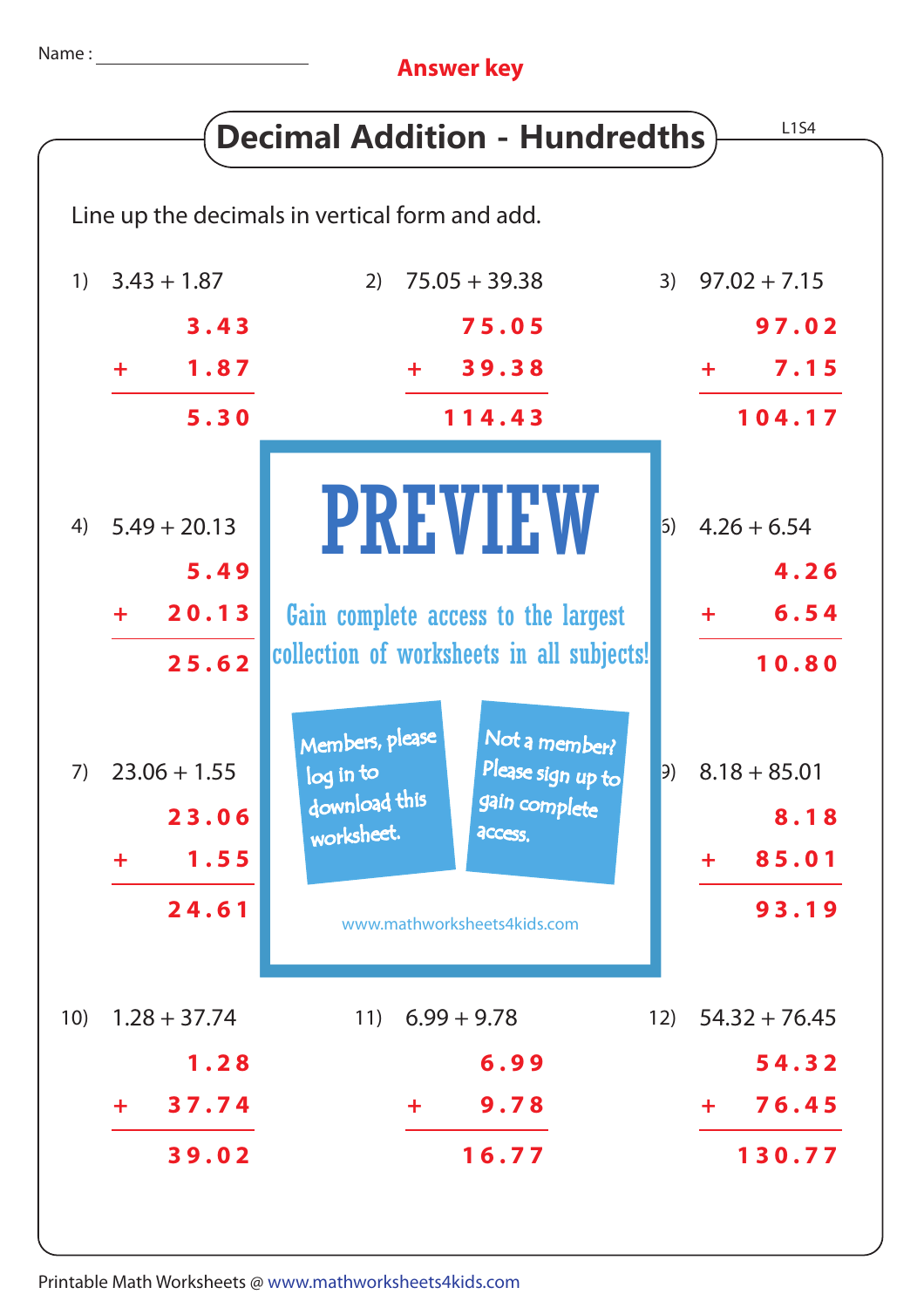Name : ______________________

**Answer key**

# Decimal Addition - Hundredths

L1S4

Line up the decimals in vertical form and add.

1) 3.43 + 1.87

$$\begin{array}{r} 3.43 \\ +\ \ 1.87 \\ \hline 5.30 \end{array}$$

2) 75.05 + 39.38

$$\begin{array}{r} 75.05 \\ +\ \ 39.38 \\ \hline 114.43 \end{array}$$

3) 97.02 + 7.15

$$\begin{array}{r} 97.02 \\ +\ \ 7.15 \\ \hline 104.17 \end{array}$$

4) 5.49 + 20.13

$$\begin{array}{r} 5.49 \\ +\ \ 20.13 \\ \hline 25.62 \end{array}$$

6) 4.26 + 6.54

$$\begin{array}{r} 4.26 \\ +\ \ 6.54 \\ \hline 10.80 \end{array}$$

7) 23.06 + 1.55

$$\begin{array}{r} 23.06 \\ +\ \ 1.55 \\ \hline 24.61 \end{array}$$

9) 8.18 + 85.01

$$\begin{array}{r} 8.18 \\ +\ \ 85.01 \\ \hline 93.19 \end{array}$$

10) 1.28 + 37.74

$$\begin{array}{r} 1.28 \\ +\ \ 37.74 \\ \hline 39.02 \end{array}$$

11) 6.99 + 9.78

$$\begin{array}{r} 6.99 \\ +\ \ 9.78 \\ \hline 16.77 \end{array}$$

12) 54.32 + 76.45

$$\begin{array}{r} 54.32 \\ +\ \ 76.45 \\ \hline 130.77 \end{array}$$

PREVIEW

Gain complete access to the largest collection of worksheets in all subjects!

Members, please log in to download this worksheet.

Not a member? Please sign up to gain complete access.

www.mathworksheets4kids.com

Printable Math Worksheets @ www.mathworksheets4kids.com